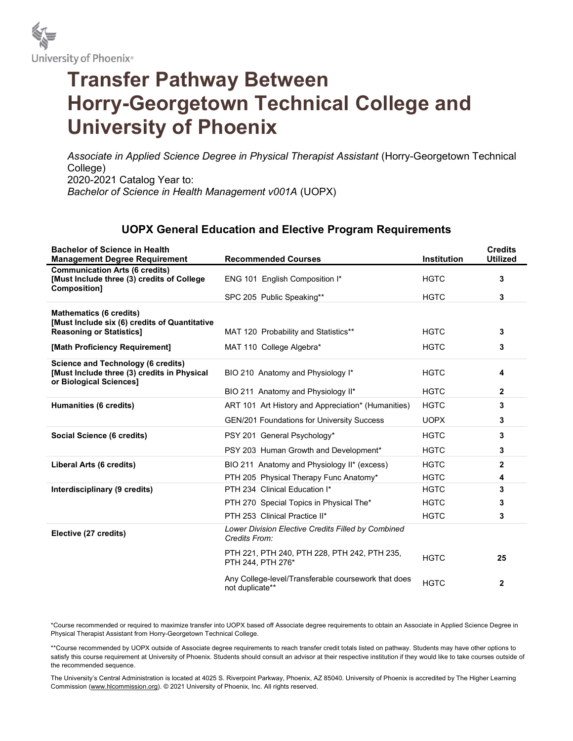# Transfer Pathway Between Horry-Georgetown Technical College and University of Phoenix

*Associate in Applied Science Degree in Physical Therapist Assistant* (Horry-Georgetown Technical College)
2020-2021 Catalog Year to:
*Bachelor of Science in Health Management v001A* (UOPX)

## UOPX General Education and Elective Program Requirements

| Bachelor of Science in Health Management Degree Requirement | Recommended Courses | Institution | Credits Utilized |
|---|---|---|---|
| **Communication Arts (6 credits) [Must Include three (3) credits of College Composition]** | ENG 101 English Composition I* | HGTC | **3** |
| | SPC 205 Public Speaking** | HGTC | **3** |
| **Mathematics (6 credits) [Must Include six (6) credits of Quantitative Reasoning or Statistics]** | MAT 120 Probability and Statistics** | HGTC | **3** |
| **[Math Proficiency Requirement]** | MAT 110 College Algebra* | HGTC | **3** |
| **Science and Technology (6 credits) [Must Include three (3) credits in Physical or Biological Sciences]** | BIO 210 Anatomy and Physiology I* | HGTC | **4** |
| | BIO 211 Anatomy and Physiology II* | HGTC | **2** |
| **Humanities (6 credits)** | ART 101 Art History and Appreciation* (Humanities) | HGTC | **3** |
| | GEN/201 Foundations for University Success | UOPX | **3** |
| **Social Science (6 credits)** | PSY 201 General Psychology* | HGTC | **3** |
| | PSY 203 Human Growth and Development* | HGTC | **3** |
| **Liberal Arts (6 credits)** | BIO 211 Anatomy and Physiology II* (excess) | HGTC | **2** |
| | PTH 205 Physical Therapy Func Anatomy* | HGTC | **4** |
| **Interdisciplinary (9 credits)** | PTH 234 Clinical Education I* | HGTC | **3** |
| | PTH 270 Special Topics in Physical The* | HGTC | **3** |
| | PTH 253 Clinical Practice II* | HGTC | **3** |
| **Elective (27 credits)** | *Lower Division Elective Credits Filled by Combined Credits From:* | | |
| | PTH 221, PTH 240, PTH 228, PTH 242, PTH 235, PTH 244, PTH 276* | HGTC | **25** |
| | Any College-level/Transferable coursework that does not duplicate** | HGTC | **2** |

*Course recommended or required to maximize transfer into UOPX based off Associate degree requirements to obtain an Associate in Applied Science Degree in Physical Therapist Assistant from Horry-Georgetown Technical College.

**Course recommended by UOPX outside of Associate degree requirements to reach transfer credit totals listed on pathway. Students may have other options to satisfy this course requirement at University of Phoenix. Students should consult an advisor at their respective institution if they would like to take courses outside of the recommended sequence.

The University's Central Administration is located at 4025 S. Riverpoint Parkway, Phoenix, AZ 85040. University of Phoenix is accredited by The Higher Learning Commission (www.hlcommission.org). © 2021 University of Phoenix, Inc. All rights reserved.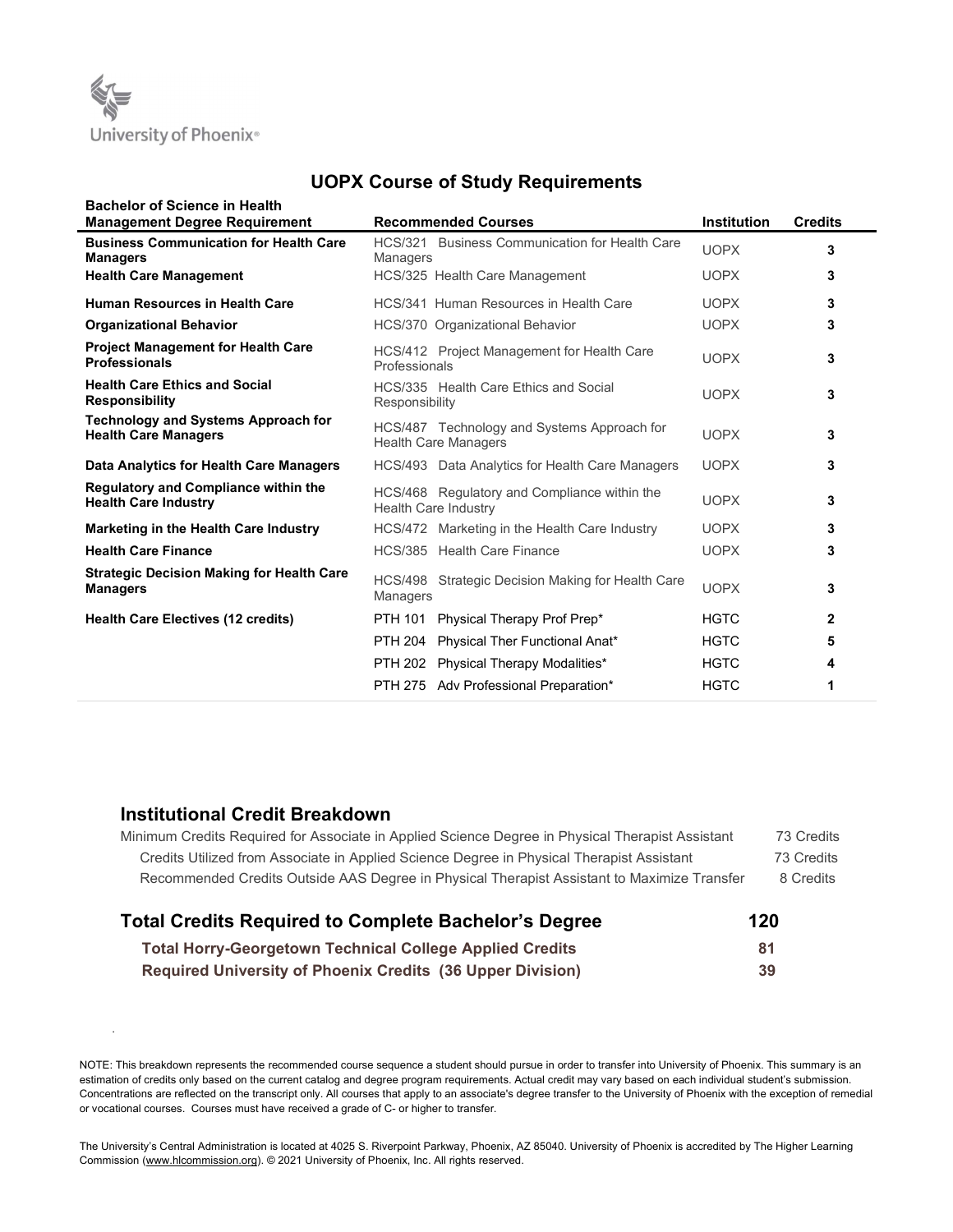University of Phoenix®

## UOPX Course of Study Requirements

| Bachelor of Science in Health Management Degree Requirement | Recommended Courses | Institution | Credits |
|---|---|---|---|
| **Business Communication for Health Care Managers** | HCS/321 Business Communication for Health Care Managers | UOPX | **3** |
| **Health Care Management** | HCS/325 Health Care Management | UOPX | **3** |
| **Human Resources in Health Care** | HCS/341 Human Resources in Health Care | UOPX | **3** |
| **Organizational Behavior** | HCS/370 Organizational Behavior | UOPX | **3** |
| **Project Management for Health Care Professionals** | HCS/412 Project Management for Health Care Professionals | UOPX | **3** |
| **Health Care Ethics and Social Responsibility** | HCS/335 Health Care Ethics and Social Responsibility | UOPX | **3** |
| **Technology and Systems Approach for Health Care Managers** | HCS/487 Technology and Systems Approach for Health Care Managers | UOPX | **3** |
| **Data Analytics for Health Care Managers** | HCS/493 Data Analytics for Health Care Managers | UOPX | **3** |
| **Regulatory and Compliance within the Health Care Industry** | HCS/468 Regulatory and Compliance within the Health Care Industry | UOPX | **3** |
| **Marketing in the Health Care Industry** | HCS/472 Marketing in the Health Care Industry | UOPX | **3** |
| **Health Care Finance** | HCS/385 Health Care Finance | UOPX | **3** |
| **Strategic Decision Making for Health Care Managers** | HCS/498 Strategic Decision Making for Health Care Managers | UOPX | **3** |
| **Health Care Electives (12 credits)** | PTH 101 Physical Therapy Prof Prep* | HGTC | **2** |
| | PTH 204 Physical Ther Functional Anat* | HGTC | **5** |
| | PTH 202 Physical Therapy Modalities* | HGTC | **4** |
| | PTH 275 Adv Professional Preparation* | HGTC | **1** |

### Institutional Credit Breakdown

| | |
|---|---|
| Minimum Credits Required for Associate in Applied Science Degree in Physical Therapist Assistant | 73 Credits |
| Credits Utilized from Associate in Applied Science Degree in Physical Therapist Assistant | 73 Credits |
| Recommended Credits Outside AAS Degree in Physical Therapist Assistant to Maximize Transfer | 8 Credits |

| | |
|---|---|
| **Total Credits Required to Complete Bachelor's Degree** | **120** |
| **Total Horry-Georgetown Technical College Applied Credits** | **81** |
| **Required University of Phoenix Credits (36 Upper Division)** | **39** |

NOTE: This breakdown represents the recommended course sequence a student should pursue in order to transfer into University of Phoenix. This summary is an estimation of credits only based on the current catalog and degree program requirements. Actual credit may vary based on each individual student's submission. Concentrations are reflected on the transcript only. All courses that apply to an associate's degree transfer to the University of Phoenix with the exception of remedial or vocational courses. Courses must have received a grade of C- or higher to transfer.

The University's Central Administration is located at 4025 S. Riverpoint Parkway, Phoenix, AZ 85040. University of Phoenix is accredited by The Higher Learning Commission (www.hlcommission.org). © 2021 University of Phoenix, Inc. All rights reserved.